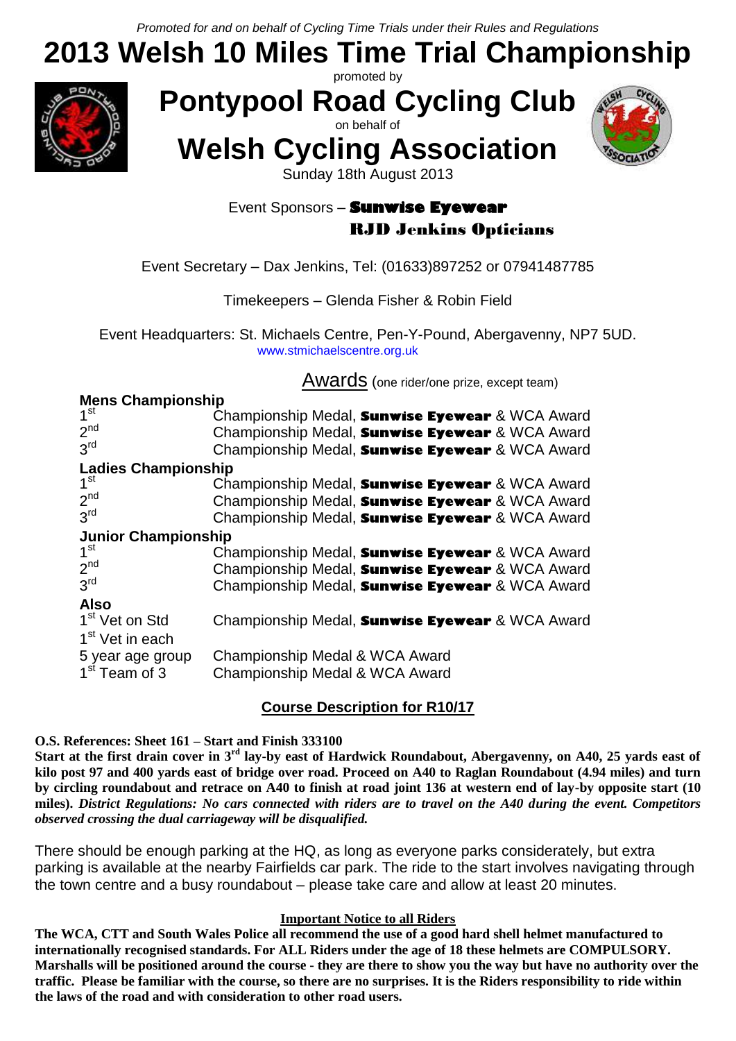*Promoted for and on behalf of Cycling Time Trials under their Rules and Regulations*

# 2013 Welsh 10 Miles Time Trial Championship

promoted by

## Pontypool Road Cycling Club

on behalf of

## Welsh Cycling Association

Sunday 18th August 2013

Event Sponsors – **Sunwise Eyewear**
**RJD Jenkins Opticians**

Event Secretary – Dax Jenkins, Tel: (01633)897252 or 07941487785

Timekeepers – Glenda Fisher & Robin Field

Event Headquarters: St. Michaels Centre, Pen-Y-Pound, Abergavenny, NP7 5UD.
www.stmichaelscentre.org.uk

### Awards (one rider/one prize, except team)

**Mens Championship**

| | |
|---|---|
| 1st | Championship Medal, **Sunwise Eyewear** & WCA Award |
| 2nd | Championship Medal, **Sunwise Eyewear** & WCA Award |
| 3rd | Championship Medal, **Sunwise Eyewear** & WCA Award |

**Ladies Championship**

| | |
|---|---|
| 1st | Championship Medal, **Sunwise Eyewear** & WCA Award |
| 2nd | Championship Medal, **Sunwise Eyewear** & WCA Award |
| 3rd | Championship Medal, **Sunwise Eyewear** & WCA Award |

**Junior Championship**

| | |
|---|---|
| 1st | Championship Medal, **Sunwise Eyewear** & WCA Award |
| 2nd | Championship Medal, **Sunwise Eyewear** & WCA Award |
| 3rd | Championship Medal, **Sunwise Eyewear** & WCA Award |

**Also**

| | |
|---|---|
| 1st Vet on Std | Championship Medal, **Sunwise Eyewear** & WCA Award |
| 1st Vet in each 5 year age group | Championship Medal & WCA Award |
| 1st Team of 3 | Championship Medal & WCA Award |

### Course Description for R10/17

**O.S. References: Sheet 161 – Start and Finish 333100**
**Start at the first drain cover in 3rd lay-by east of Hardwick Roundabout, Abergavenny, on A40, 25 yards east of kilo post 97 and 400 yards east of bridge over road. Proceed on A40 to Raglan Roundabout (4.94 miles) and turn by circling roundabout and retrace on A40 to finish at road joint 136 at western end of lay-by opposite start (10 miles).** ***District Regulations: No cars connected with riders are to travel on the A40 during the event. Competitors observed crossing the dual carriageway will be disqualified.***

There should be enough parking at the HQ, as long as everyone parks considerately, but extra parking is available at the nearby Fairfields car park. The ride to the start involves navigating through the town centre and a busy roundabout – please take care and allow at least 20 minutes.

**Important Notice to all Riders**

**The WCA, CTT and South Wales Police all recommend the use of a good hard shell helmet manufactured to internationally recognised standards. For ALL Riders under the age of 18 these helmets are COMPULSORY. Marshalls will be positioned around the course - they are there to show you the way but have no authority over the traffic. Please be familiar with the course, so there are no surprises. It is the Riders responsibility to ride within the laws of the road and with consideration to other road users.**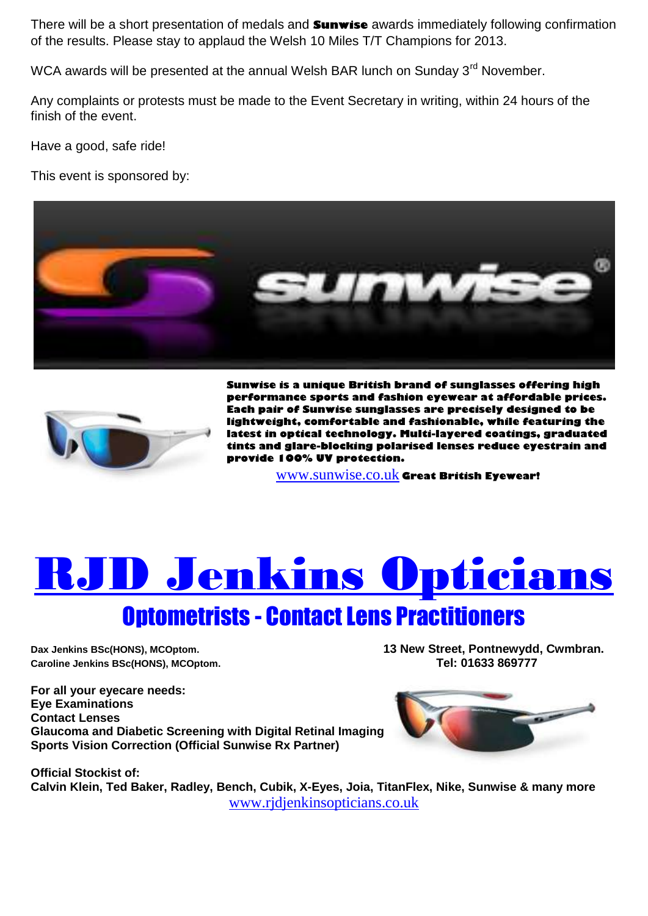There will be a short presentation of medals and **Sunwise** awards immediately following confirmation of the results. Please stay to applaud the Welsh 10 Miles T/T Champions for 2013.

WCA awards will be presented at the annual Welsh BAR lunch on Sunday 3rd November.

Any complaints or protests must be made to the Event Secretary in writing, within 24 hours of the finish of the event.

Have a good, safe ride!

This event is sponsored by:

**Sunwise is a unique British brand of sunglasses offering high performance sports and fashion eyewear at affordable prices. Each pair of Sunwise sunglasses are precisely designed to be lightweight, comfortable and fashionable, while featuring the latest in optical technology. Multi-layered coatings, graduated tints and glare-blocking polarised lenses reduce eyestrain and provide 100% UV protection.**

www.sunwise.co.uk **Great British Eyewear!**

# RJD Jenkins Opticians

## Optometrists - Contact Lens Practitioners

**Dax Jenkins BSc(HONS), MCOptom.**
**Caroline Jenkins BSc(HONS), MCOptom.**

**13 New Street, Pontnewydd, Cwmbran.**
**Tel: 01633 869777**

**For all your eyecare needs:**
**Eye Examinations**
**Contact Lenses**
**Glaucoma and Diabetic Screening with Digital Retinal Imaging**
**Sports Vision Correction (Official Sunwise Rx Partner)**

**Official Stockist of:**
**Calvin Klein, Ted Baker, Radley, Bench, Cubik, X-Eyes, Joia, TitanFlex, Nike, Sunwise & many more**

www.rjdjenkinsopticians.co.uk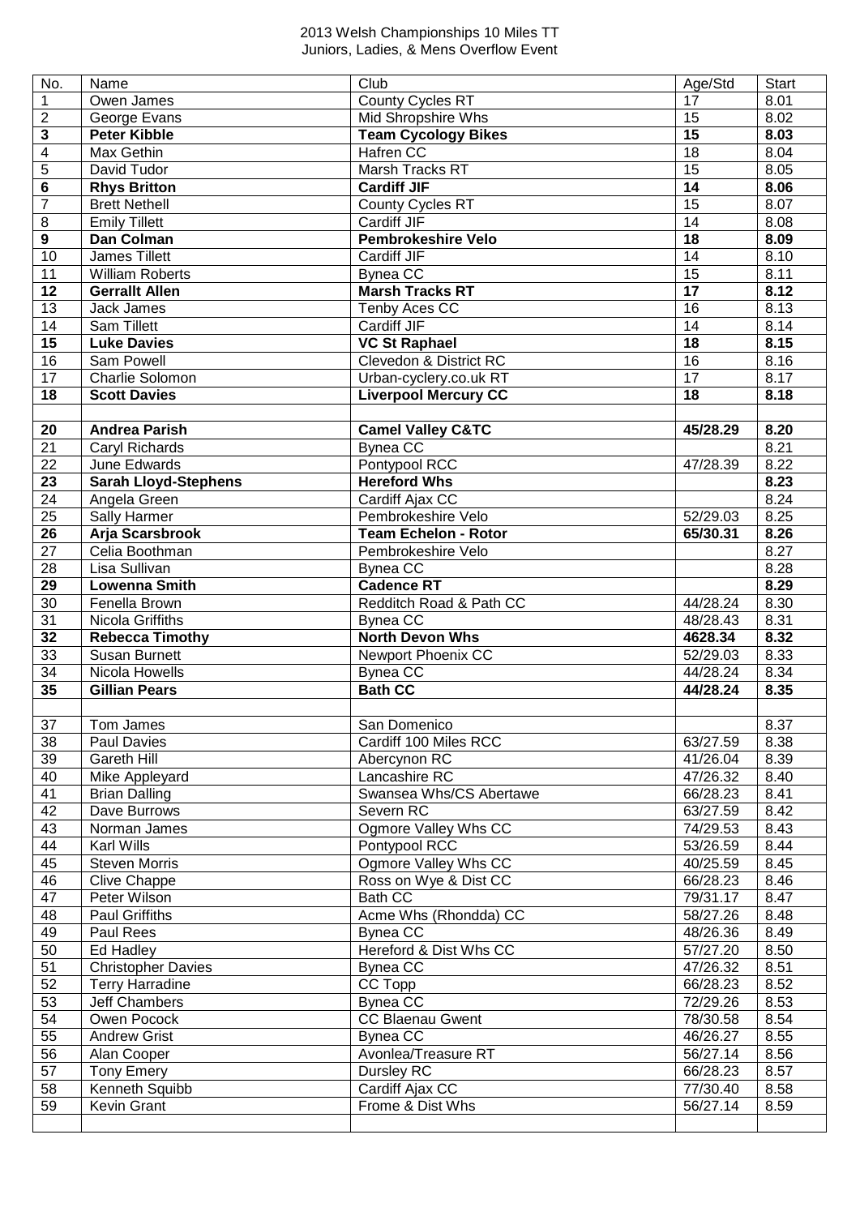2013 Welsh Championships 10 Miles TT
Juniors, Ladies, & Mens Overflow Event

| No. | Name | Club | Age/Std | Start |
|---|---|---|---|---|
| 1 | Owen James | County Cycles RT | 17 | 8.01 |
| 2 | George Evans | Mid Shropshire Whs | 15 | 8.02 |
| **3** | **Peter Kibble** | **Team Cycology Bikes** | **15** | **8.03** |
| 4 | Max Gethin | Hafren CC | 18 | 8.04 |
| 5 | David Tudor | Marsh Tracks RT | 15 | 8.05 |
| **6** | **Rhys Britton** | **Cardiff JIF** | **14** | **8.06** |
| 7 | Brett Nethell | County Cycles RT | 15 | 8.07 |
| 8 | Emily Tillett | Cardiff JIF | 14 | 8.08 |
| **9** | **Dan Colman** | **Pembrokeshire Velo** | **18** | **8.09** |
| 10 | James Tillett | Cardiff JIF | 14 | 8.10 |
| 11 | William Roberts | Bynea CC | 15 | 8.11 |
| **12** | **Gerrallt Allen** | **Marsh Tracks RT** | **17** | **8.12** |
| 13 | Jack James | Tenby Aces CC | 16 | 8.13 |
| 14 | Sam Tillett | Cardiff JIF | 14 | 8.14 |
| **15** | **Luke Davies** | **VC St Raphael** | **18** | **8.15** |
| 16 | Sam Powell | Clevedon & District RC | 16 | 8.16 |
| 17 | Charlie Solomon | Urban-cyclery.co.uk RT | 17 | 8.17 |
| **18** | **Scott Davies** | **Liverpool Mercury CC** | **18** | **8.18** |
| | | | | |
| **20** | **Andrea Parish** | **Camel Valley C&TC** | **45/28.29** | **8.20** |
| 21 | Caryl Richards | Bynea CC | | 8.21 |
| 22 | June Edwards | Pontypool RCC | 47/28.39 | 8.22 |
| **23** | **Sarah Lloyd-Stephens** | **Hereford Whs** | | **8.23** |
| 24 | Angela Green | Cardiff Ajax CC | | 8.24 |
| 25 | Sally Harmer | Pembrokeshire Velo | 52/29.03 | 8.25 |
| **26** | **Arja Scarsbrook** | **Team Echelon - Rotor** | **65/30.31** | **8.26** |
| 27 | Celia Boothman | Pembrokeshire Velo | | 8.27 |
| 28 | Lisa Sullivan | Bynea CC | | 8.28 |
| **29** | **Lowenna Smith** | **Cadence RT** | | **8.29** |
| 30 | Fenella Brown | Redditch Road & Path CC | 44/28.24 | 8.30 |
| 31 | Nicola Griffiths | Bynea CC | 48/28.43 | 8.31 |
| **32** | **Rebecca Timothy** | **North Devon Whs** | **4628.34** | **8.32** |
| 33 | Susan Burnett | Newport Phoenix CC | 52/29.03 | 8.33 |
| 34 | Nicola Howells | Bynea CC | 44/28.24 | 8.34 |
| **35** | **Gillian Pears** | **Bath CC** | **44/28.24** | **8.35** |
| | | | | |
| 37 | Tom James | San Domenico | | 8.37 |
| 38 | Paul Davies | Cardiff 100 Miles RCC | 63/27.59 | 8.38 |
| 39 | Gareth Hill | Abercynon RC | 41/26.04 | 8.39 |
| 40 | Mike Appleyard | Lancashire RC | 47/26.32 | 8.40 |
| 41 | Brian Dalling | Swansea Whs/CS Abertawe | 66/28.23 | 8.41 |
| 42 | Dave Burrows | Severn RC | 63/27.59 | 8.42 |
| 43 | Norman James | Ogmore Valley Whs CC | 74/29.53 | 8.43 |
| 44 | Karl Wills | Pontypool RCC | 53/26.59 | 8.44 |
| 45 | Steven Morris | Ogmore Valley Whs CC | 40/25.59 | 8.45 |
| 46 | Clive Chappe | Ross on Wye & Dist CC | 66/28.23 | 8.46 |
| 47 | Peter Wilson | Bath CC | 79/31.17 | 8.47 |
| 48 | Paul Griffiths | Acme Whs (Rhondda) CC | 58/27.26 | 8.48 |
| 49 | Paul Rees | Bynea CC | 48/26.36 | 8.49 |
| 50 | Ed Hadley | Hereford & Dist Whs CC | 57/27.20 | 8.50 |
| 51 | Christopher Davies | Bynea CC | 47/26.32 | 8.51 |
| 52 | Terry Harradine | CC Topp | 66/28.23 | 8.52 |
| 53 | Jeff Chambers | Bynea CC | 72/29.26 | 8.53 |
| 54 | Owen Pocock | CC Blaenau Gwent | 78/30.58 | 8.54 |
| 55 | Andrew Grist | Bynea CC | 46/26.27 | 8.55 |
| 56 | Alan Cooper | Avonlea/Treasure RT | 56/27.14 | 8.56 |
| 57 | Tony Emery | Dursley RC | 66/28.23 | 8.57 |
| 58 | Kenneth Squibb | Cardiff Ajax CC | 77/30.40 | 8.58 |
| 59 | Kevin Grant | Frome & Dist Whs | 56/27.14 | 8.59 |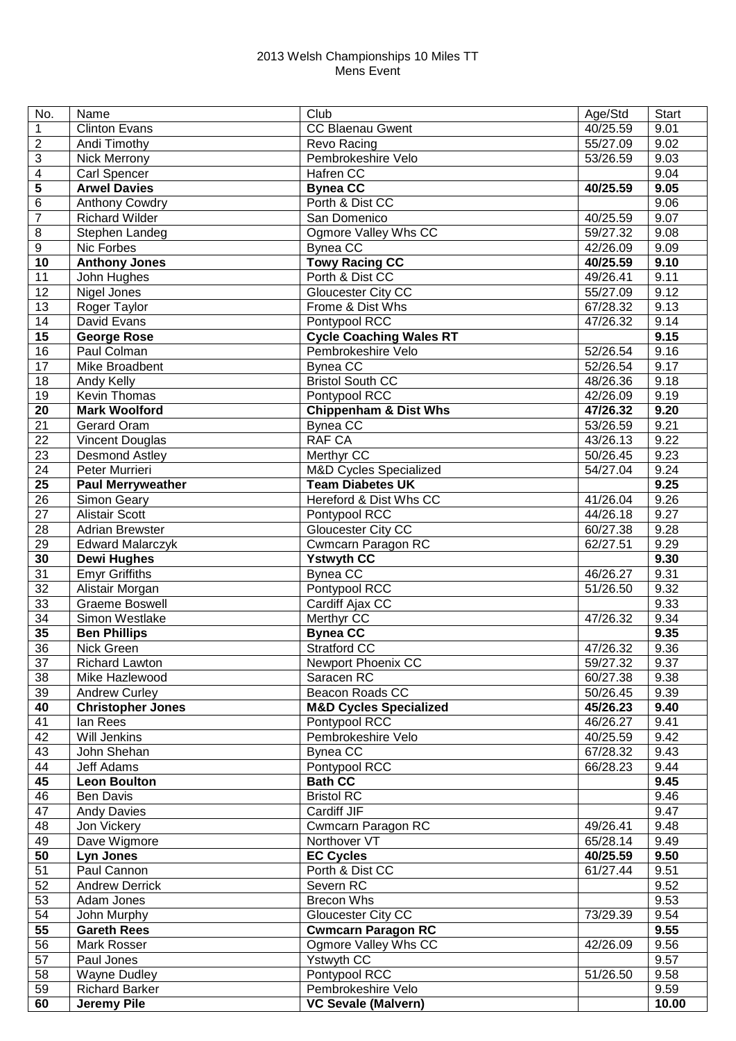2013 Welsh Championships 10 Miles TT
Mens Event

| No. | Name | Club | Age/Std | Start |
|---|---|---|---|---|
| 1 | Clinton Evans | CC Blaenau Gwent | 40/25.59 | 9.01 |
| 2 | Andi Timothy | Revo Racing | 55/27.09 | 9.02 |
| 3 | Nick Merrony | Pembrokeshire Velo | 53/26.59 | 9.03 |
| 4 | Carl Spencer | Hafren CC | | 9.04 |
| **5** | **Arwel Davies** | **Bynea CC** | **40/25.59** | **9.05** |
| 6 | Anthony Cowdry | Porth & Dist CC | | 9.06 |
| 7 | Richard Wilder | San Domenico | 40/25.59 | 9.07 |
| 8 | Stephen Landeg | Ogmore Valley Whs CC | 59/27.32 | 9.08 |
| 9 | Nic Forbes | Bynea CC | 42/26.09 | 9.09 |
| **10** | **Anthony Jones** | **Towy Racing CC** | **40/25.59** | **9.10** |
| 11 | John Hughes | Porth & Dist CC | 49/26.41 | 9.11 |
| 12 | Nigel Jones | Gloucester City CC | 55/27.09 | 9.12 |
| 13 | Roger Taylor | Frome & Dist Whs | 67/28.32 | 9.13 |
| 14 | David Evans | Pontypool RCC | 47/26.32 | 9.14 |
| **15** | **George Rose** | **Cycle Coaching Wales RT** | | **9.15** |
| 16 | Paul Colman | Pembrokeshire Velo | 52/26.54 | 9.16 |
| 17 | Mike Broadbent | Bynea CC | 52/26.54 | 9.17 |
| 18 | Andy Kelly | Bristol South CC | 48/26.36 | 9.18 |
| 19 | Kevin Thomas | Pontypool RCC | 42/26.09 | 9.19 |
| **20** | **Mark Woolford** | **Chippenham & Dist Whs** | **47/26.32** | **9.20** |
| 21 | Gerard Oram | Bynea CC | 53/26.59 | 9.21 |
| 22 | Vincent Douglas | RAF CA | 43/26.13 | 9.22 |
| 23 | Desmond Astley | Merthyr CC | 50/26.45 | 9.23 |
| 24 | Peter Murrieri | M&D Cycles Specialized | 54/27.04 | 9.24 |
| **25** | **Paul Merryweather** | **Team Diabetes UK** | | **9.25** |
| 26 | Simon Geary | Hereford & Dist Whs CC | 41/26.04 | 9.26 |
| 27 | Alistair Scott | Pontypool RCC | 44/26.18 | 9.27 |
| 28 | Adrian Brewster | Gloucester City CC | 60/27.38 | 9.28 |
| 29 | Edward Malarczyk | Cwmcarn Paragon RC | 62/27.51 | 9.29 |
| **30** | **Dewi Hughes** | **Ystwyth CC** | | **9.30** |
| 31 | Emyr Griffiths | Bynea CC | 46/26.27 | 9.31 |
| 32 | Alistair Morgan | Pontypool RCC | 51/26.50 | 9.32 |
| 33 | Graeme Boswell | Cardiff Ajax CC | | 9.33 |
| 34 | Simon Westlake | Merthyr CC | 47/26.32 | 9.34 |
| **35** | **Ben Phillips** | **Bynea CC** | | **9.35** |
| 36 | Nick Green | Stratford CC | 47/26.32 | 9.36 |
| 37 | Richard Lawton | Newport Phoenix CC | 59/27.32 | 9.37 |
| 38 | Mike Hazlewood | Saracen RC | 60/27.38 | 9.38 |
| 39 | Andrew Curley | Beacon Roads CC | 50/26.45 | 9.39 |
| **40** | **Christopher Jones** | **M&D Cycles Specialized** | **45/26.23** | **9.40** |
| 41 | Ian Rees | Pontypool RCC | 46/26.27 | 9.41 |
| 42 | Will Jenkins | Pembrokeshire Velo | 40/25.59 | 9.42 |
| 43 | John Shehan | Bynea CC | 67/28.32 | 9.43 |
| 44 | Jeff Adams | Pontypool RCC | 66/28.23 | 9.44 |
| **45** | **Leon Boulton** | **Bath CC** | | **9.45** |
| 46 | Ben Davis | Bristol RC | | 9.46 |
| 47 | Andy Davies | Cardiff JIF | | 9.47 |
| 48 | Jon Vickery | Cwmcarn Paragon RC | 49/26.41 | 9.48 |
| 49 | Dave Wigmore | Northover VT | 65/28.14 | 9.49 |
| **50** | **Lyn Jones** | **EC Cycles** | **40/25.59** | **9.50** |
| 51 | Paul Cannon | Porth & Dist CC | 61/27.44 | 9.51 |
| 52 | Andrew Derrick | Severn RC | | 9.52 |
| 53 | Adam Jones | Brecon Whs | | 9.53 |
| 54 | John Murphy | Gloucester City CC | 73/29.39 | 9.54 |
| **55** | **Gareth Rees** | **Cwmcarn Paragon RC** | | **9.55** |
| 56 | Mark Rosser | Ogmore Valley Whs CC | 42/26.09 | 9.56 |
| 57 | Paul Jones | Ystwyth CC | | 9.57 |
| 58 | Wayne Dudley | Pontypool RCC | 51/26.50 | 9.58 |
| 59 | Richard Barker | Pembrokeshire Velo | | 9.59 |
| **60** | **Jeremy Pile** | **VC Sevale (Malvern)** | | **10.00** |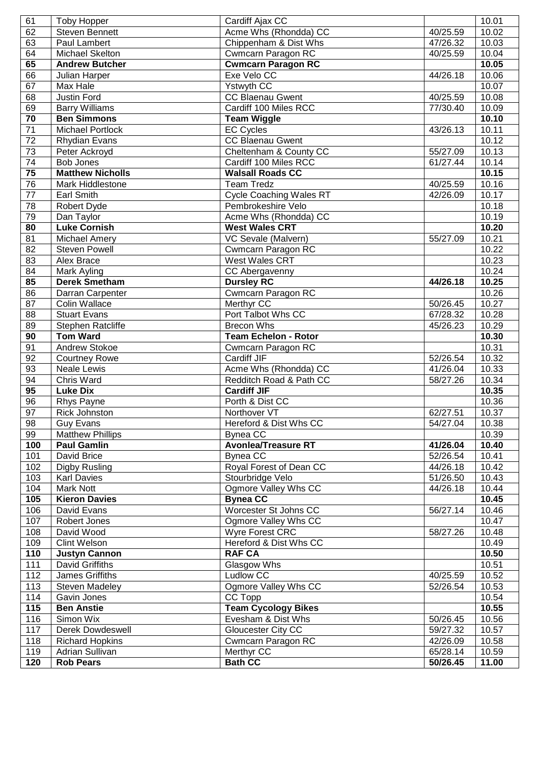| | | | | |
|---|---|---|---|---|
| 61 | Toby Hopper | Cardiff Ajax CC | | 10.01 |
| 62 | Steven Bennett | Acme Whs (Rhondda) CC | 40/25.59 | 10.02 |
| 63 | Paul Lambert | Chippenham & Dist Whs | 47/26.32 | 10.03 |
| 64 | Michael Skelton | Cwmcarn Paragon RC | 40/25.59 | 10.04 |
| **65** | **Andrew Butcher** | **Cwmcarn Paragon RC** | | **10.05** |
| 66 | Julian Harper | Exe Velo CC | 44/26.18 | 10.06 |
| 67 | Max Hale | Ystwyth CC | | 10.07 |
| 68 | Justin Ford | CC Blaenau Gwent | 40/25.59 | 10.08 |
| 69 | Barry Williams | Cardiff 100 Miles RCC | 77/30.40 | 10.09 |
| **70** | **Ben Simmons** | **Team Wiggle** | | **10.10** |
| 71 | Michael Portlock | EC Cycles | 43/26.13 | 10.11 |
| 72 | Rhydian Evans | CC Blaenau Gwent | | 10.12 |
| 73 | Peter Ackroyd | Cheltenham & County CC | 55/27.09 | 10.13 |
| 74 | Bob Jones | Cardiff 100 Miles RCC | 61/27.44 | 10.14 |
| **75** | **Matthew Nicholls** | **Walsall Roads CC** | | **10.15** |
| 76 | Mark Hiddlestone | Team Tredz | 40/25.59 | 10.16 |
| 77 | Earl Smith | Cycle Coaching Wales RT | 42/26.09 | 10.17 |
| 78 | Robert Dyde | Pembrokeshire Velo | | 10.18 |
| 79 | Dan Taylor | Acme Whs (Rhondda) CC | | 10.19 |
| **80** | **Luke Cornish** | **West Wales CRT** | | **10.20** |
| 81 | Michael Amery | VC Sevale (Malvern) | 55/27.09 | 10.21 |
| 82 | Steven Powell | Cwmcarn Paragon RC | | 10.22 |
| 83 | Alex Brace | West Wales CRT | | 10.23 |
| 84 | Mark Ayling | CC Abergavenny | | 10.24 |
| **85** | **Derek Smetham** | **Dursley RC** | **44/26.18** | **10.25** |
| 86 | Darran Carpenter | Cwmcarn Paragon RC | | 10.26 |
| 87 | Colin Wallace | Merthyr CC | 50/26.45 | 10.27 |
| 88 | Stuart Evans | Port Talbot Whs CC | 67/28.32 | 10.28 |
| 89 | Stephen Ratcliffe | Brecon Whs | 45/26.23 | 10.29 |
| **90** | **Tom Ward** | **Team Echelon - Rotor** | | **10.30** |
| 91 | Andrew Stokoe | Cwmcarn Paragon RC | | 10.31 |
| 92 | Courtney Rowe | Cardiff JIF | 52/26.54 | 10.32 |
| 93 | Neale Lewis | Acme Whs (Rhondda) CC | 41/26.04 | 10.33 |
| 94 | Chris Ward | Redditch Road & Path CC | 58/27.26 | 10.34 |
| **95** | **Luke Dix** | **Cardiff JIF** | | **10.35** |
| 96 | Rhys Payne | Porth & Dist CC | | 10.36 |
| 97 | Rick Johnston | Northover VT | 62/27.51 | 10.37 |
| 98 | Guy Evans | Hereford & Dist Whs CC | 54/27.04 | 10.38 |
| 99 | Matthew Phillips | Bynea CC | | 10.39 |
| **100** | **Paul Gamlin** | **Avonlea/Treasure RT** | **41/26.04** | **10.40** |
| 101 | David Brice | Bynea CC | 52/26.54 | 10.41 |
| 102 | Digby Rusling | Royal Forest of Dean CC | 44/26.18 | 10.42 |
| 103 | Karl Davies | Stourbridge Velo | 51/26.50 | 10.43 |
| 104 | Mark Nott | Ogmore Valley Whs CC | 44/26.18 | 10.44 |
| **105** | **Kieron Davies** | **Bynea CC** | | **10.45** |
| 106 | David Evans | Worcester St Johns CC | 56/27.14 | 10.46 |
| 107 | Robert Jones | Ogmore Valley Whs CC | | 10.47 |
| 108 | David Wood | Wyre Forest CRC | 58/27.26 | 10.48 |
| 109 | Clint Welson | Hereford & Dist Whs CC | | 10.49 |
| **110** | **Justyn Cannon** | **RAF CA** | | **10.50** |
| 111 | David Griffiths | Glasgow Whs | | 10.51 |
| 112 | James Griffiths | Ludlow CC | 40/25.59 | 10.52 |
| 113 | Steven Madeley | Ogmore Valley Whs CC | 52/26.54 | 10.53 |
| 114 | Gavin Jones | CC Topp | | 10.54 |
| **115** | **Ben Anstie** | **Team Cycology Bikes** | | **10.55** |
| 116 | Simon Wix | Evesham & Dist Whs | 50/26.45 | 10.56 |
| 117 | Derek Dowdeswell | Gloucester City CC | 59/27.32 | 10.57 |
| 118 | Richard Hopkins | Cwmcarn Paragon RC | 42/26.09 | 10.58 |
| 119 | Adrian Sullivan | Merthyr CC | 65/28.14 | 10.59 |
| **120** | **Rob Pears** | **Bath CC** | **50/26.45** | **11.00** |